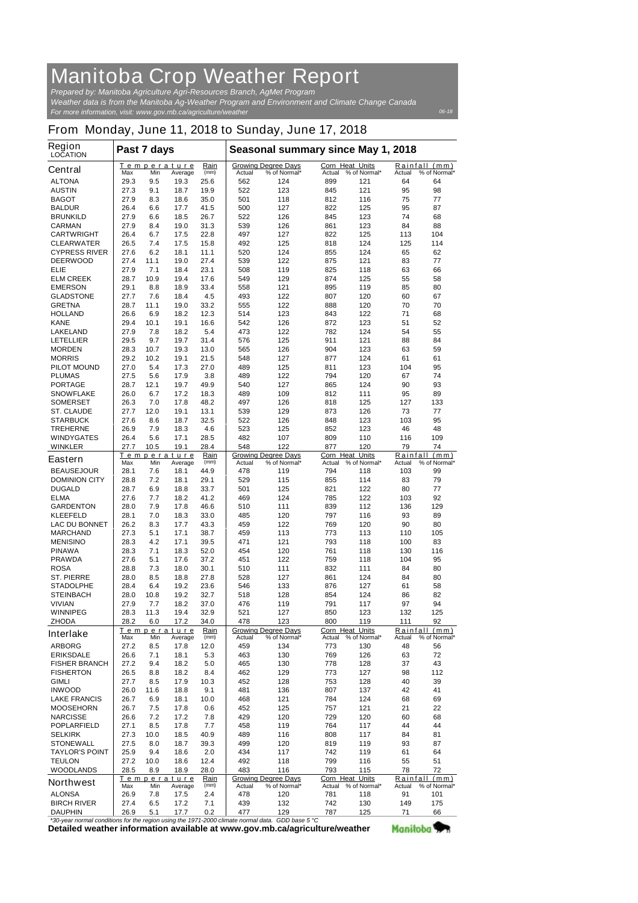# Manitoba Crop Weather Report

*Prepared by: Manitoba Agriculture Agri-Resources Branch, AgMet Program*
*Weather data is from the Manitoba Ag-Weather Program and Environment and Climate Change Canada*
*For more information, visit: www.gov.mb.ca/agriculture/weather*

06-18

## From Monday, June 11, 2018 to Sunday, June 17, 2018

| Region LOCATION | Past 7 days | | | | Seasonal summary since May 1, 2018 | | | | | |
|---|---|---|---|---|---|---|---|---|---|---|
| | Temperature | | | Rain | Growing Degree Days | | Corn Heat Units | | Rainfall (mm) | |
| | Max | Min | Average | (mm) | Actual | % of Normal* | Actual | % of Normal* | Actual | % of Normal* |
| **Central** | | | | | | | | | | |
| ALTONA | 29.3 | 9.5 | 19.3 | 25.6 | 562 | 124 | 899 | 121 | 64 | 64 |
| AUSTIN | 27.3 | 9.1 | 18.7 | 19.9 | 522 | 123 | 845 | 121 | 95 | 98 |
| BAGOT | 27.9 | 8.3 | 18.6 | 35.0 | 501 | 118 | 812 | 116 | 75 | 77 |
| BALDUR | 26.4 | 6.6 | 17.7 | 41.5 | 500 | 127 | 822 | 125 | 95 | 87 |
| BRUNKILD | 27.9 | 6.6 | 18.5 | 26.7 | 522 | 126 | 845 | 123 | 74 | 68 |
| CARMAN | 27.9 | 8.4 | 19.0 | 31.3 | 539 | 126 | 861 | 123 | 84 | 88 |
| CARTWRIGHT | 26.4 | 6.7 | 17.5 | 22.8 | 497 | 127 | 822 | 125 | 113 | 104 |
| CLEARWATER | 26.5 | 7.4 | 17.5 | 15.8 | 492 | 125 | 818 | 124 | 125 | 114 |
| CYPRESS RIVER | 27.6 | 6.2 | 18.1 | 11.1 | 520 | 124 | 855 | 124 | 65 | 62 |
| DEERWOOD | 27.4 | 11.1 | 19.0 | 27.4 | 539 | 122 | 875 | 121 | 83 | 77 |
| ELIE | 27.9 | 7.1 | 18.4 | 23.1 | 508 | 119 | 825 | 118 | 63 | 66 |
| ELM CREEK | 28.7 | 10.9 | 19.4 | 17.6 | 549 | 129 | 874 | 125 | 55 | 58 |
| EMERSON | 29.1 | 8.8 | 18.9 | 33.4 | 558 | 121 | 895 | 119 | 85 | 80 |
| GLADSTONE | 27.7 | 7.6 | 18.4 | 4.5 | 493 | 122 | 807 | 120 | 60 | 67 |
| GRETNA | 28.7 | 11.1 | 19.0 | 33.2 | 555 | 122 | 888 | 120 | 70 | 70 |
| HOLLAND | 26.6 | 6.9 | 18.2 | 12.3 | 514 | 123 | 843 | 122 | 71 | 68 |
| KANE | 29.4 | 10.1 | 19.1 | 16.6 | 542 | 126 | 872 | 123 | 51 | 52 |
| LAKELAND | 27.9 | 7.8 | 18.2 | 5.4 | 473 | 122 | 782 | 124 | 54 | 55 |
| LETELLIER | 29.5 | 9.7 | 19.7 | 31.4 | 576 | 125 | 911 | 121 | 88 | 84 |
| MORDEN | 28.3 | 10.7 | 19.3 | 13.0 | 565 | 126 | 904 | 123 | 63 | 59 |
| MORRIS | 29.2 | 10.2 | 19.1 | 21.5 | 548 | 127 | 877 | 124 | 61 | 61 |
| PILOT MOUND | 27.0 | 5.4 | 17.3 | 27.0 | 489 | 125 | 811 | 123 | 104 | 95 |
| PLUMAS | 27.5 | 5.6 | 17.9 | 3.8 | 489 | 122 | 794 | 120 | 67 | 74 |
| PORTAGE | 28.7 | 12.1 | 19.7 | 49.9 | 540 | 127 | 865 | 124 | 90 | 93 |
| SNOWFLAKE | 26.0 | 6.7 | 17.2 | 18.3 | 489 | 109 | 812 | 111 | 95 | 89 |
| SOMERSET | 26.3 | 7.0 | 17.8 | 48.2 | 497 | 126 | 818 | 125 | 127 | 133 |
| ST. CLAUDE | 27.7 | 12.0 | 19.1 | 13.1 | 539 | 129 | 873 | 126 | 73 | 77 |
| STARBUCK | 27.6 | 8.6 | 18.7 | 32.5 | 522 | 126 | 848 | 123 | 103 | 95 |
| TREHERNE | 26.9 | 7.9 | 18.3 | 4.6 | 523 | 125 | 852 | 123 | 46 | 48 |
| WINDYGATES | 26.4 | 5.6 | 17.1 | 28.5 | 482 | 107 | 809 | 110 | 116 | 109 |
| WINKLER | 27.7 | 10.5 | 19.1 | 28.4 | 548 | 122 | 877 | 120 | 79 | 74 |
| **Eastern** | | | | | | | | | | |
| BEAUSEJOUR | 28.1 | 7.6 | 18.1 | 44.9 | 478 | 119 | 794 | 118 | 103 | 99 |
| DOMINION CITY | 28.8 | 7.2 | 18.1 | 29.1 | 529 | 115 | 855 | 114 | 83 | 79 |
| DUGALD | 28.7 | 6.9 | 18.8 | 33.7 | 501 | 125 | 821 | 122 | 80 | 77 |
| ELMA | 27.6 | 7.7 | 18.2 | 41.2 | 469 | 124 | 785 | 122 | 103 | 92 |
| GARDENTON | 28.0 | 7.9 | 17.8 | 46.6 | 510 | 111 | 839 | 112 | 136 | 129 |
| KLEEFELD | 28.1 | 7.0 | 18.3 | 33.0 | 485 | 120 | 797 | 116 | 93 | 89 |
| LAC DU BONNET | 26.2 | 8.3 | 17.7 | 43.3 | 459 | 122 | 769 | 120 | 90 | 80 |
| MARCHAND | 27.3 | 5.1 | 17.1 | 38.7 | 459 | 113 | 773 | 113 | 110 | 105 |
| MENISINO | 28.3 | 4.2 | 17.1 | 39.5 | 471 | 121 | 793 | 118 | 100 | 83 |
| PINAWA | 28.3 | 7.1 | 18.3 | 52.0 | 454 | 120 | 761 | 118 | 130 | 116 |
| PRAWDA | 27.6 | 5.1 | 17.6 | 37.2 | 451 | 122 | 759 | 118 | 104 | 95 |
| ROSA | 28.8 | 7.3 | 18.0 | 30.1 | 510 | 111 | 832 | 111 | 84 | 80 |
| ST. PIERRE | 28.0 | 8.5 | 18.8 | 27.8 | 528 | 127 | 861 | 124 | 84 | 80 |
| STADOLPHE | 28.4 | 6.4 | 19.2 | 23.6 | 546 | 133 | 876 | 127 | 61 | 58 |
| STEINBACH | 28.0 | 10.8 | 19.2 | 32.7 | 518 | 128 | 854 | 124 | 86 | 82 |
| VIVIAN | 27.9 | 7.7 | 18.2 | 37.0 | 476 | 119 | 791 | 117 | 97 | 94 |
| WINNIPEG | 28.3 | 11.3 | 19.4 | 32.9 | 521 | 127 | 850 | 123 | 132 | 125 |
| ZHODA | 28.2 | 6.0 | 17.2 | 34.0 | 478 | 123 | 800 | 119 | 111 | 92 |
| **Interlake** | | | | | | | | | | |
| ARBORG | 27.2 | 8.5 | 17.8 | 12.0 | 459 | 134 | 773 | 130 | 48 | 56 |
| ERIKSDALE | 26.6 | 7.1 | 18.1 | 5.3 | 463 | 130 | 769 | 126 | 63 | 72 |
| FISHER BRANCH | 27.2 | 9.4 | 18.2 | 5.0 | 465 | 130 | 778 | 128 | 37 | 43 |
| FISHERTON | 26.5 | 8.8 | 18.2 | 8.4 | 462 | 129 | 773 | 127 | 98 | 112 |
| GIMLI | 27.7 | 8.5 | 17.9 | 10.3 | 452 | 128 | 753 | 128 | 40 | 39 |
| INWOOD | 26.0 | 11.6 | 18.8 | 9.1 | 481 | 136 | 807 | 137 | 42 | 41 |
| LAKE FRANCIS | 26.7 | 6.9 | 18.1 | 10.0 | 468 | 121 | 784 | 124 | 68 | 69 |
| MOOSEHORN | 26.7 | 7.5 | 17.8 | 0.6 | 452 | 125 | 757 | 121 | 21 | 22 |
| NARCISSE | 26.6 | 7.2 | 17.2 | 7.8 | 429 | 120 | 729 | 120 | 60 | 68 |
| POPLARFIELD | 27.1 | 8.5 | 17.8 | 7.7 | 458 | 119 | 764 | 117 | 44 | 44 |
| SELKIRK | 27.3 | 10.0 | 18.5 | 40.9 | 489 | 116 | 808 | 117 | 84 | 81 |
| STONEWALL | 27.5 | 8.0 | 18.7 | 39.3 | 499 | 120 | 819 | 119 | 93 | 87 |
| TAYLOR'S POINT | 25.9 | 9.4 | 18.6 | 2.0 | 434 | 117 | 742 | 119 | 61 | 64 |
| TEULON | 27.2 | 10.0 | 18.6 | 12.4 | 492 | 118 | 799 | 116 | 55 | 51 |
| WOODLANDS | 28.5 | 8.9 | 18.9 | 28.0 | 483 | 116 | 793 | 115 | 78 | 72 |
| **Northwest** | | | | | | | | | | |
| ALONSA | 26.9 | 7.8 | 17.5 | 2.4 | 478 | 120 | 781 | 118 | 91 | 101 |
| BIRCH RIVER | 27.4 | 6.5 | 17.2 | 7.1 | 439 | 132 | 742 | 130 | 149 | 175 |
| DAUPHIN | 26.9 | 5.1 | 17.7 | 0.2 | 477 | 129 | 787 | 125 | 71 | 66 |

*\*30-year normal conditions for the region using the 1971-2000 climate normal data. GDD base 5 °C*

**Detailed weather information available at www.gov.mb.ca/agriculture/weather**

Manitoba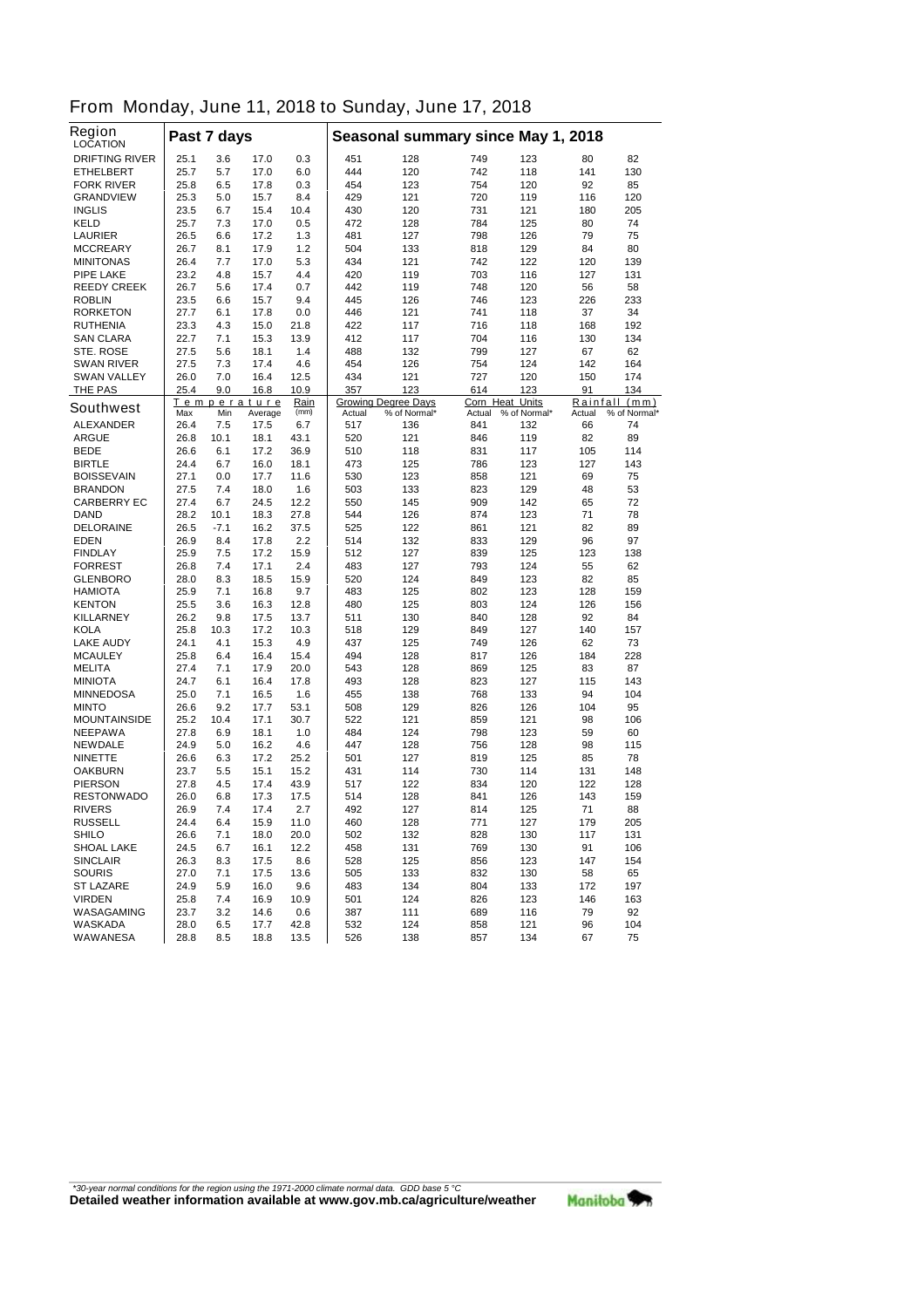## From Monday, June 11, 2018 to Sunday, June 17, 2018

| Region LOCATION | Past 7 days | | | | Seasonal summary since May 1, 2018 | | | | | |
|---|---|---|---|---|---|---|---|---|---|---|
| DRIFTING RIVER | 25.1 | 3.6 | 17.0 | 0.3 | 451 | 128 | 749 | 123 | 80 | 82 |
| ETHELBERT | 25.7 | 5.7 | 17.0 | 6.0 | 444 | 120 | 742 | 118 | 141 | 130 |
| FORK RIVER | 25.8 | 6.5 | 17.8 | 0.3 | 454 | 123 | 754 | 120 | 92 | 85 |
| GRANDVIEW | 25.3 | 5.0 | 15.7 | 8.4 | 429 | 121 | 720 | 119 | 116 | 120 |
| INGLIS | 23.5 | 6.7 | 15.4 | 10.4 | 430 | 120 | 731 | 121 | 180 | 205 |
| KELD | 25.7 | 7.3 | 17.0 | 0.5 | 472 | 128 | 784 | 125 | 80 | 74 |
| LAURIER | 26.5 | 6.6 | 17.2 | 1.3 | 481 | 127 | 798 | 126 | 79 | 75 |
| MCCREARY | 26.7 | 8.1 | 17.9 | 1.2 | 504 | 133 | 818 | 129 | 84 | 80 |
| MINITONAS | 26.4 | 7.7 | 17.0 | 5.3 | 434 | 121 | 742 | 122 | 120 | 139 |
| PIPE LAKE | 23.2 | 4.8 | 15.7 | 4.4 | 420 | 119 | 703 | 116 | 127 | 131 |
| REEDY CREEK | 26.7 | 5.6 | 17.4 | 0.7 | 442 | 119 | 748 | 120 | 56 | 58 |
| ROBLIN | 23.5 | 6.6 | 15.7 | 9.4 | 445 | 126 | 746 | 123 | 226 | 233 |
| RORKETON | 27.7 | 6.1 | 17.8 | 0.0 | 446 | 121 | 741 | 118 | 37 | 34 |
| RUTHENIA | 23.3 | 4.3 | 15.0 | 21.8 | 422 | 117 | 716 | 118 | 168 | 192 |
| SAN CLARA | 22.7 | 7.1 | 15.3 | 13.9 | 412 | 117 | 704 | 116 | 130 | 134 |
| STE. ROSE | 27.5 | 5.6 | 18.1 | 1.4 | 488 | 132 | 799 | 127 | 67 | 62 |
| SWAN RIVER | 27.5 | 7.3 | 17.4 | 4.6 | 454 | 126 | 754 | 124 | 142 | 164 |
| SWAN VALLEY | 26.0 | 7.0 | 16.4 | 12.5 | 434 | 121 | 727 | 120 | 150 | 174 |
| THE PAS | 25.4 | 9.0 | 16.8 | 10.9 | 357 | 123 | 614 | 123 | 91 | 134 |
| **Southwest** | Temperature | | | Rain | Growing Degree Days | | Corn Heat Units | | Rainfall (mm) | |
| | Max | Min | Average | (mm) | Actual | % of Normal* | Actual | % of Normal* | Actual | % of Normal* |
| ALEXANDER | 26.4 | 7.5 | 17.5 | 6.7 | 517 | 136 | 841 | 132 | 66 | 74 |
| ARGUE | 26.8 | 10.1 | 18.1 | 43.1 | 520 | 121 | 846 | 119 | 82 | 89 |
| BEDE | 26.6 | 6.1 | 17.2 | 36.9 | 510 | 118 | 831 | 117 | 105 | 114 |
| BIRTLE | 24.4 | 6.7 | 16.0 | 18.1 | 473 | 125 | 786 | 123 | 127 | 143 |
| BOISSEVAIN | 27.1 | 0.0 | 17.7 | 11.6 | 530 | 123 | 858 | 121 | 69 | 75 |
| BRANDON | 27.5 | 7.4 | 18.0 | 1.6 | 503 | 133 | 823 | 129 | 48 | 53 |
| CARBERRY EC | 27.4 | 6.7 | 24.5 | 12.2 | 550 | 145 | 909 | 142 | 65 | 72 |
| DAND | 28.2 | 10.1 | 18.3 | 27.8 | 544 | 126 | 874 | 123 | 71 | 78 |
| DELORAINE | 26.5 | -7.1 | 16.2 | 37.5 | 525 | 122 | 861 | 121 | 82 | 89 |
| EDEN | 26.9 | 8.4 | 17.8 | 2.2 | 514 | 132 | 833 | 129 | 96 | 97 |
| FINDLAY | 25.9 | 7.5 | 17.2 | 15.9 | 512 | 127 | 839 | 125 | 123 | 138 |
| FORREST | 26.8 | 7.4 | 17.1 | 2.4 | 483 | 127 | 793 | 124 | 55 | 62 |
| GLENBORO | 28.0 | 8.3 | 18.5 | 15.9 | 520 | 124 | 849 | 123 | 82 | 85 |
| HAMIOTA | 25.9 | 7.1 | 16.8 | 9.7 | 483 | 125 | 802 | 123 | 128 | 159 |
| KENTON | 25.5 | 3.6 | 16.3 | 12.8 | 480 | 125 | 803 | 124 | 126 | 156 |
| KILLARNEY | 26.2 | 9.8 | 17.5 | 13.7 | 511 | 130 | 840 | 128 | 92 | 84 |
| KOLA | 25.8 | 10.3 | 17.2 | 10.3 | 518 | 129 | 849 | 127 | 140 | 157 |
| LAKE AUDY | 24.1 | 4.1 | 15.3 | 4.9 | 437 | 125 | 749 | 126 | 62 | 73 |
| MCAULEY | 25.8 | 6.4 | 16.4 | 15.4 | 494 | 128 | 817 | 126 | 184 | 228 |
| MELITA | 27.4 | 7.1 | 17.9 | 20.0 | 543 | 128 | 869 | 125 | 83 | 87 |
| MINIOTA | 24.7 | 6.1 | 16.4 | 17.8 | 493 | 128 | 823 | 127 | 115 | 143 |
| MINNEDOSA | 25.0 | 7.1 | 16.5 | 1.6 | 455 | 138 | 768 | 133 | 94 | 104 |
| MINTO | 26.6 | 9.2 | 17.7 | 53.1 | 508 | 129 | 826 | 126 | 104 | 95 |
| MOUNTAINSIDE | 25.2 | 10.4 | 17.1 | 30.7 | 522 | 121 | 859 | 121 | 98 | 106 |
| NEEPAWA | 27.8 | 6.9 | 18.1 | 1.0 | 484 | 124 | 798 | 123 | 59 | 60 |
| NEWDALE | 24.9 | 5.0 | 16.2 | 4.6 | 447 | 128 | 756 | 128 | 98 | 115 |
| NINETTE | 26.6 | 6.3 | 17.2 | 25.2 | 501 | 127 | 819 | 125 | 85 | 78 |
| OAKBURN | 23.7 | 5.5 | 15.1 | 15.2 | 431 | 114 | 730 | 114 | 131 | 148 |
| PIERSON | 27.8 | 4.5 | 17.4 | 43.9 | 517 | 122 | 834 | 120 | 122 | 128 |
| RESTONWADO | 26.0 | 6.8 | 17.3 | 17.5 | 514 | 128 | 841 | 126 | 143 | 159 |
| RIVERS | 26.9 | 7.4 | 17.4 | 2.7 | 492 | 127 | 814 | 125 | 71 | 88 |
| RUSSELL | 24.4 | 6.4 | 15.9 | 11.0 | 460 | 128 | 771 | 127 | 179 | 205 |
| SHILO | 26.6 | 7.1 | 18.0 | 20.0 | 502 | 132 | 828 | 130 | 117 | 131 |
| SHOAL LAKE | 24.5 | 6.7 | 16.1 | 12.2 | 458 | 131 | 769 | 130 | 91 | 106 |
| SINCLAIR | 26.3 | 8.3 | 17.5 | 8.6 | 528 | 125 | 856 | 123 | 147 | 154 |
| SOURIS | 27.0 | 7.1 | 17.5 | 13.6 | 505 | 133 | 832 | 130 | 58 | 65 |
| ST LAZARE | 24.9 | 5.9 | 16.0 | 9.6 | 483 | 134 | 804 | 133 | 172 | 197 |
| VIRDEN | 25.8 | 7.4 | 16.9 | 10.9 | 501 | 124 | 826 | 123 | 146 | 163 |
| WASAGAMING | 23.7 | 3.2 | 14.6 | 0.6 | 387 | 111 | 689 | 116 | 79 | 92 |
| WASKADA | 28.0 | 6.5 | 17.7 | 42.8 | 532 | 124 | 858 | 121 | 96 | 104 |
| WAWANESA | 28.8 | 8.5 | 18.8 | 13.5 | 526 | 138 | 857 | 134 | 67 | 75 |

*\*30-year normal conditions for the region using the 1971-2000 climate normal data. GDD base 5 °C*

**Detailed weather information available at www.gov.mb.ca/agriculture/weather**

Manitoba